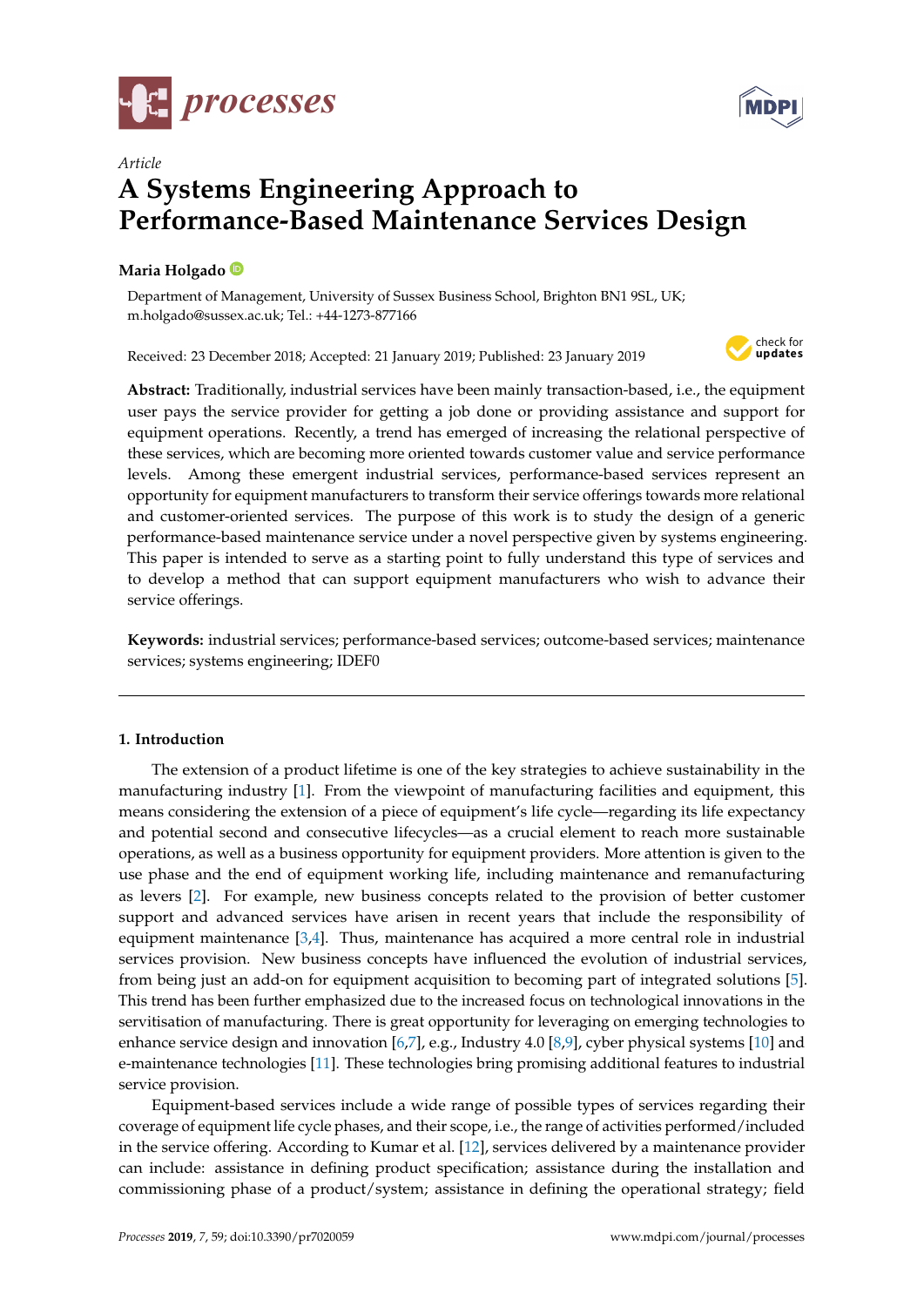*Article*

# A Systems Engineering Approach to Performance-Based Maintenance Services Design

**Maria Holgado**

Department of Management, University of Sussex Business School, Brighton BN1 9SL, UK; m.holgado@sussex.ac.uk; Tel.: +44-1273-877166

Received: 23 December 2018; Accepted: 21 January 2019; Published: 23 January 2019

**Abstract:** Traditionally, industrial services have been mainly transaction-based, i.e., the equipment user pays the service provider for getting a job done or providing assistance and support for equipment operations. Recently, a trend has emerged of increasing the relational perspective of these services, which are becoming more oriented towards customer value and service performance levels. Among these emergent industrial services, performance-based services represent an opportunity for equipment manufacturers to transform their service offerings towards more relational and customer-oriented services. The purpose of this work is to study the design of a generic performance-based maintenance service under a novel perspective given by systems engineering. This paper is intended to serve as a starting point to fully understand this type of services and to develop a method that can support equipment manufacturers who wish to advance their service offerings.

**Keywords:** industrial services; performance-based services; outcome-based services; maintenance services; systems engineering; IDEF0

## 1. Introduction

The extension of a product lifetime is one of the key strategies to achieve sustainability in the manufacturing industry [1]. From the viewpoint of manufacturing facilities and equipment, this means considering the extension of a piece of equipment's life cycle—regarding its life expectancy and potential second and consecutive lifecycles—as a crucial element to reach more sustainable operations, as well as a business opportunity for equipment providers. More attention is given to the use phase and the end of equipment working life, including maintenance and remanufacturing as levers [2]. For example, new business concepts related to the provision of better customer support and advanced services have arisen in recent years that include the responsibility of equipment maintenance [3,4]. Thus, maintenance has acquired a more central role in industrial services provision. New business concepts have influenced the evolution of industrial services, from being just an add-on for equipment acquisition to becoming part of integrated solutions [5]. This trend has been further emphasized due to the increased focus on technological innovations in the servitisation of manufacturing. There is great opportunity for leveraging on emerging technologies to enhance service design and innovation [6,7], e.g., Industry 4.0 [8,9], cyber physical systems [10] and e-maintenance technologies [11]. These technologies bring promising additional features to industrial service provision.

Equipment-based services include a wide range of possible types of services regarding their coverage of equipment life cycle phases, and their scope, i.e., the range of activities performed/included in the service offering. According to Kumar et al. [12], services delivered by a maintenance provider can include: assistance in defining product specification; assistance during the installation and commissioning phase of a product/system; assistance in defining the operational strategy; field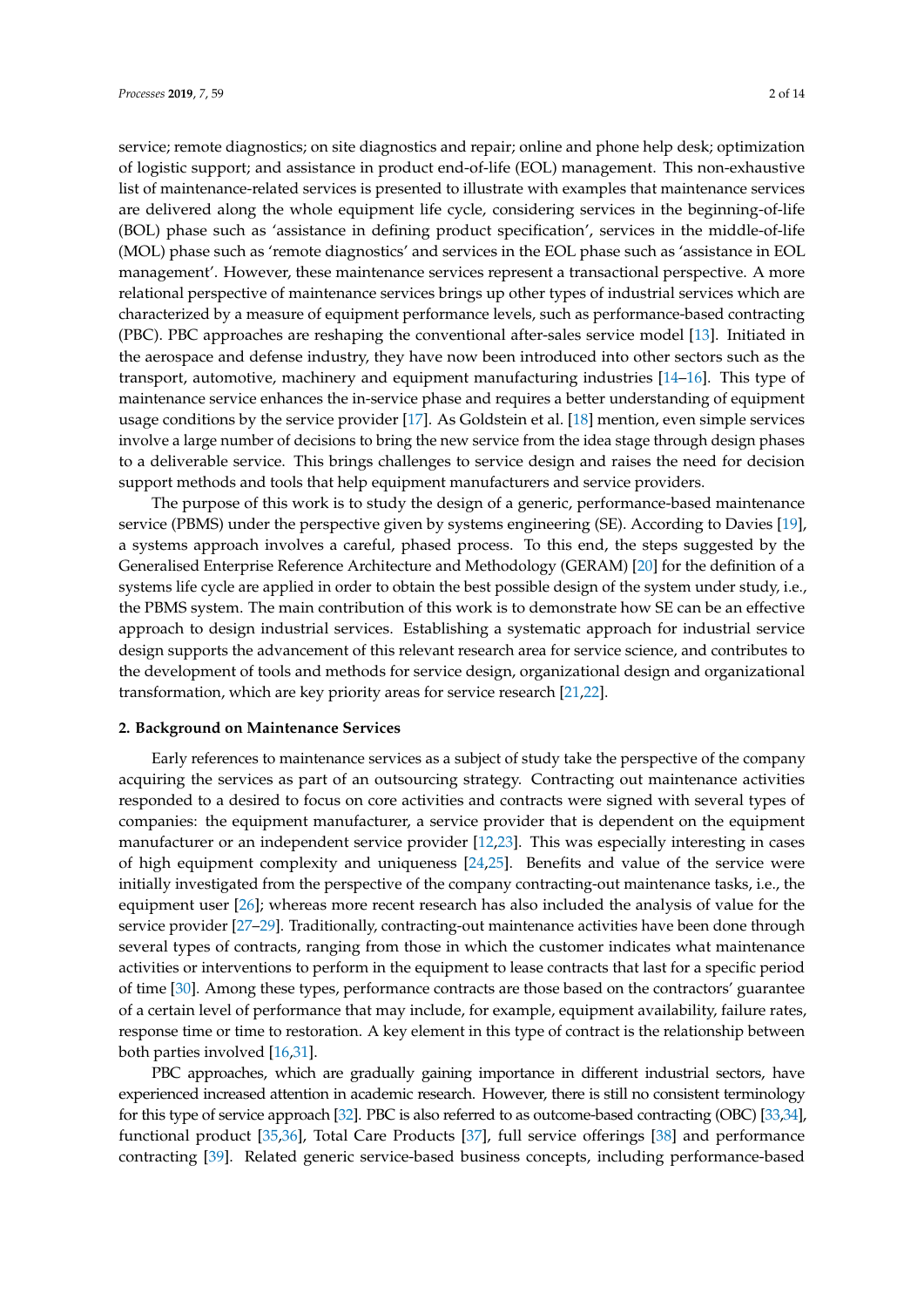service; remote diagnostics; on site diagnostics and repair; online and phone help desk; optimization of logistic support; and assistance in product end-of-life (EOL) management. This non-exhaustive list of maintenance-related services is presented to illustrate with examples that maintenance services are delivered along the whole equipment life cycle, considering services in the beginning-of-life (BOL) phase such as 'assistance in defining product specification', services in the middle-of-life (MOL) phase such as 'remote diagnostics' and services in the EOL phase such as 'assistance in EOL management'. However, these maintenance services represent a transactional perspective. A more relational perspective of maintenance services brings up other types of industrial services which are characterized by a measure of equipment performance levels, such as performance-based contracting (PBC). PBC approaches are reshaping the conventional after-sales service model [13]. Initiated in the aerospace and defense industry, they have now been introduced into other sectors such as the transport, automotive, machinery and equipment manufacturing industries [14–16]. This type of maintenance service enhances the in-service phase and requires a better understanding of equipment usage conditions by the service provider [17]. As Goldstein et al. [18] mention, even simple services involve a large number of decisions to bring the new service from the idea stage through design phases to a deliverable service. This brings challenges to service design and raises the need for decision support methods and tools that help equipment manufacturers and service providers.

The purpose of this work is to study the design of a generic, performance-based maintenance service (PBMS) under the perspective given by systems engineering (SE). According to Davies [19], a systems approach involves a careful, phased process. To this end, the steps suggested by the Generalised Enterprise Reference Architecture and Methodology (GERAM) [20] for the definition of a systems life cycle are applied in order to obtain the best possible design of the system under study, i.e., the PBMS system. The main contribution of this work is to demonstrate how SE can be an effective approach to design industrial services. Establishing a systematic approach for industrial service design supports the advancement of this relevant research area for service science, and contributes to the development of tools and methods for service design, organizational design and organizational transformation, which are key priority areas for service research [21,22].

## 2. Background on Maintenance Services

Early references to maintenance services as a subject of study take the perspective of the company acquiring the services as part of an outsourcing strategy. Contracting out maintenance activities responded to a desired to focus on core activities and contracts were signed with several types of companies: the equipment manufacturer, a service provider that is dependent on the equipment manufacturer or an independent service provider [12,23]. This was especially interesting in cases of high equipment complexity and uniqueness [24,25]. Benefits and value of the service were initially investigated from the perspective of the company contracting-out maintenance tasks, i.e., the equipment user [26]; whereas more recent research has also included the analysis of value for the service provider [27–29]. Traditionally, contracting-out maintenance activities have been done through several types of contracts, ranging from those in which the customer indicates what maintenance activities or interventions to perform in the equipment to lease contracts that last for a specific period of time [30]. Among these types, performance contracts are those based on the contractors' guarantee of a certain level of performance that may include, for example, equipment availability, failure rates, response time or time to restoration. A key element in this type of contract is the relationship between both parties involved [16,31].

PBC approaches, which are gradually gaining importance in different industrial sectors, have experienced increased attention in academic research. However, there is still no consistent terminology for this type of service approach [32]. PBC is also referred to as outcome-based contracting (OBC) [33,34], functional product [35,36], Total Care Products [37], full service offerings [38] and performance contracting [39]. Related generic service-based business concepts, including performance-based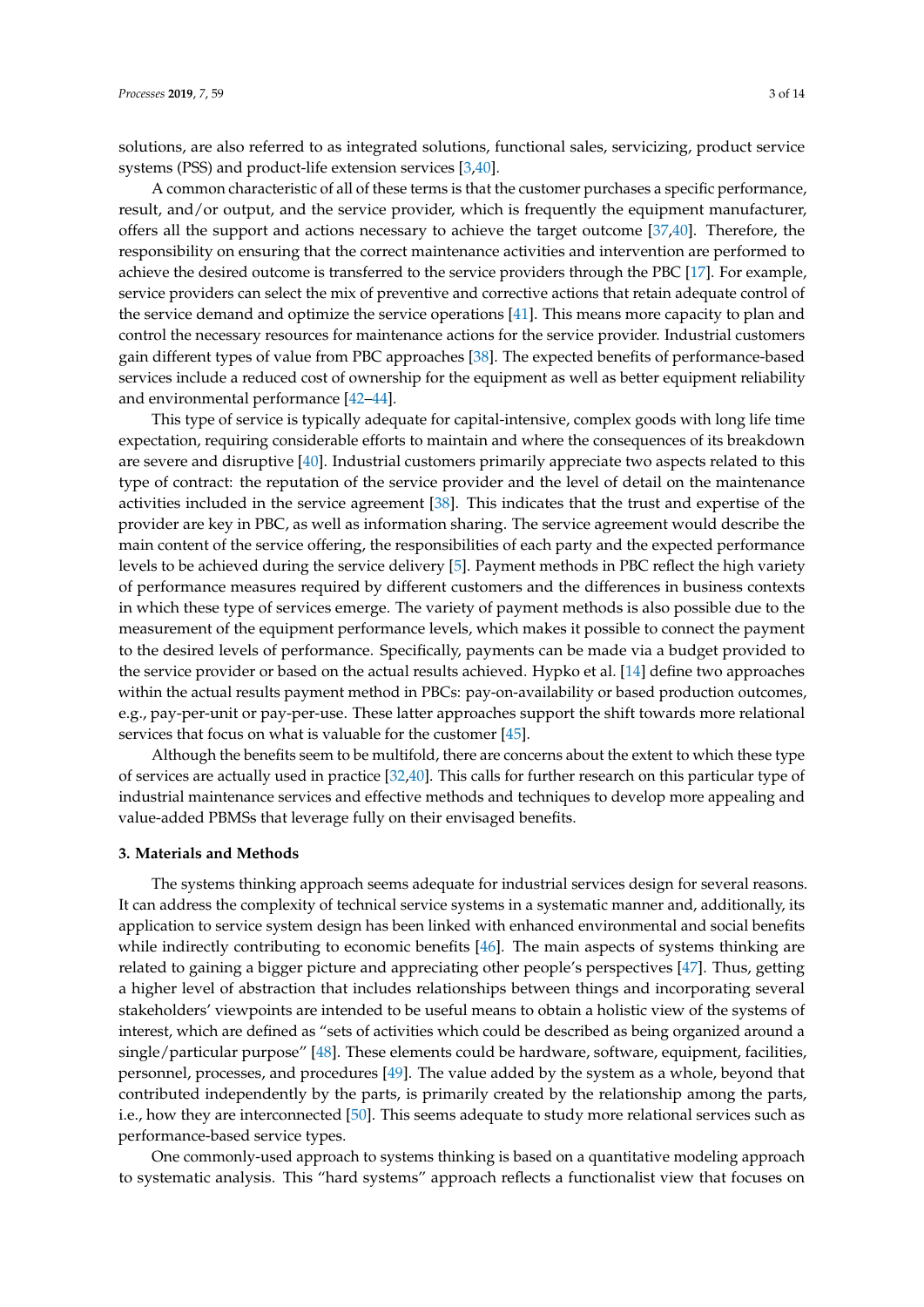solutions, are also referred to as integrated solutions, functional sales, servicizing, product service systems (PSS) and product-life extension services [3,40].

A common characteristic of all of these terms is that the customer purchases a specific performance, result, and/or output, and the service provider, which is frequently the equipment manufacturer, offers all the support and actions necessary to achieve the target outcome [37,40]. Therefore, the responsibility on ensuring that the correct maintenance activities and intervention are performed to achieve the desired outcome is transferred to the service providers through the PBC [17]. For example, service providers can select the mix of preventive and corrective actions that retain adequate control of the service demand and optimize the service operations [41]. This means more capacity to plan and control the necessary resources for maintenance actions for the service provider. Industrial customers gain different types of value from PBC approaches [38]. The expected benefits of performance-based services include a reduced cost of ownership for the equipment as well as better equipment reliability and environmental performance [42–44].

This type of service is typically adequate for capital-intensive, complex goods with long life time expectation, requiring considerable efforts to maintain and where the consequences of its breakdown are severe and disruptive [40]. Industrial customers primarily appreciate two aspects related to this type of contract: the reputation of the service provider and the level of detail on the maintenance activities included in the service agreement [38]. This indicates that the trust and expertise of the provider are key in PBC, as well as information sharing. The service agreement would describe the main content of the service offering, the responsibilities of each party and the expected performance levels to be achieved during the service delivery [5]. Payment methods in PBC reflect the high variety of performance measures required by different customers and the differences in business contexts in which these type of services emerge. The variety of payment methods is also possible due to the measurement of the equipment performance levels, which makes it possible to connect the payment to the desired levels of performance. Specifically, payments can be made via a budget provided to the service provider or based on the actual results achieved. Hypko et al. [14] define two approaches within the actual results payment method in PBCs: pay-on-availability or based production outcomes, e.g., pay-per-unit or pay-per-use. These latter approaches support the shift towards more relational services that focus on what is valuable for the customer [45].

Although the benefits seem to be multifold, there are concerns about the extent to which these type of services are actually used in practice [32,40]. This calls for further research on this particular type of industrial maintenance services and effective methods and techniques to develop more appealing and value-added PBMSs that leverage fully on their envisaged benefits.

## 3. Materials and Methods

The systems thinking approach seems adequate for industrial services design for several reasons. It can address the complexity of technical service systems in a systematic manner and, additionally, its application to service system design has been linked with enhanced environmental and social benefits while indirectly contributing to economic benefits [46]. The main aspects of systems thinking are related to gaining a bigger picture and appreciating other people's perspectives [47]. Thus, getting a higher level of abstraction that includes relationships between things and incorporating several stakeholders' viewpoints are intended to be useful means to obtain a holistic view of the systems of interest, which are defined as "sets of activities which could be described as being organized around a single/particular purpose" [48]. These elements could be hardware, software, equipment, facilities, personnel, processes, and procedures [49]. The value added by the system as a whole, beyond that contributed independently by the parts, is primarily created by the relationship among the parts, i.e., how they are interconnected [50]. This seems adequate to study more relational services such as performance-based service types.

One commonly-used approach to systems thinking is based on a quantitative modeling approach to systematic analysis. This "hard systems" approach reflects a functionalist view that focuses on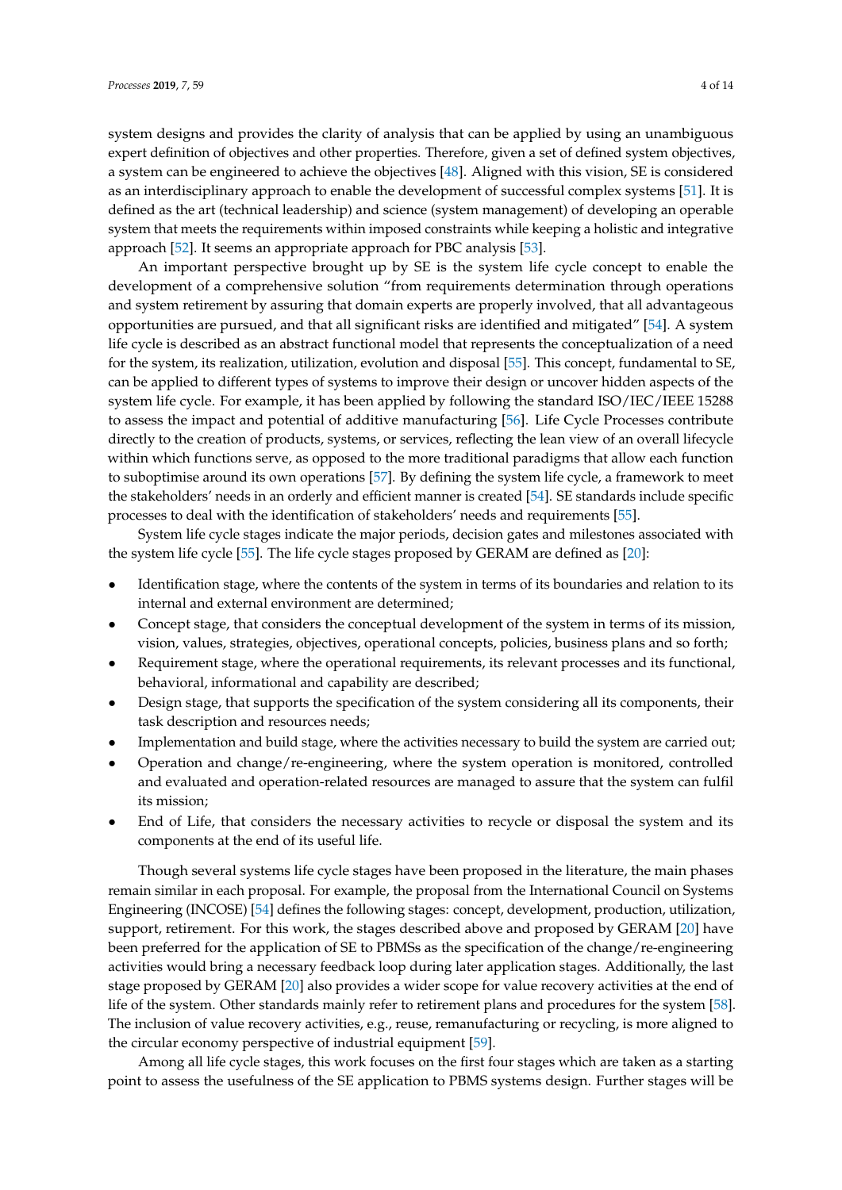system designs and provides the clarity of analysis that can be applied by using an unambiguous expert definition of objectives and other properties. Therefore, given a set of defined system objectives, a system can be engineered to achieve the objectives [48]. Aligned with this vision, SE is considered as an interdisciplinary approach to enable the development of successful complex systems [51]. It is defined as the art (technical leadership) and science (system management) of developing an operable system that meets the requirements within imposed constraints while keeping a holistic and integrative approach [52]. It seems an appropriate approach for PBC analysis [53].

An important perspective brought up by SE is the system life cycle concept to enable the development of a comprehensive solution "from requirements determination through operations and system retirement by assuring that domain experts are properly involved, that all advantageous opportunities are pursued, and that all significant risks are identified and mitigated" [54]. A system life cycle is described as an abstract functional model that represents the conceptualization of a need for the system, its realization, utilization, evolution and disposal [55]. This concept, fundamental to SE, can be applied to different types of systems to improve their design or uncover hidden aspects of the system life cycle. For example, it has been applied by following the standard ISO/IEC/IEEE 15288 to assess the impact and potential of additive manufacturing [56]. Life Cycle Processes contribute directly to the creation of products, systems, or services, reflecting the lean view of an overall lifecycle within which functions serve, as opposed to the more traditional paradigms that allow each function to suboptimise around its own operations [57]. By defining the system life cycle, a framework to meet the stakeholders' needs in an orderly and efficient manner is created [54]. SE standards include specific processes to deal with the identification of stakeholders' needs and requirements [55].

System life cycle stages indicate the major periods, decision gates and milestones associated with the system life cycle [55]. The life cycle stages proposed by GERAM are defined as [20]:

- Identification stage, where the contents of the system in terms of its boundaries and relation to its internal and external environment are determined;
- Concept stage, that considers the conceptual development of the system in terms of its mission, vision, values, strategies, objectives, operational concepts, policies, business plans and so forth;
- Requirement stage, where the operational requirements, its relevant processes and its functional, behavioral, informational and capability are described;
- Design stage, that supports the specification of the system considering all its components, their task description and resources needs;
- Implementation and build stage, where the activities necessary to build the system are carried out;
- Operation and change/re-engineering, where the system operation is monitored, controlled and evaluated and operation-related resources are managed to assure that the system can fulfil its mission;
- End of Life, that considers the necessary activities to recycle or disposal the system and its components at the end of its useful life.

Though several systems life cycle stages have been proposed in the literature, the main phases remain similar in each proposal. For example, the proposal from the International Council on Systems Engineering (INCOSE) [54] defines the following stages: concept, development, production, utilization, support, retirement. For this work, the stages described above and proposed by GERAM [20] have been preferred for the application of SE to PBMSs as the specification of the change/re-engineering activities would bring a necessary feedback loop during later application stages. Additionally, the last stage proposed by GERAM [20] also provides a wider scope for value recovery activities at the end of life of the system. Other standards mainly refer to retirement plans and procedures for the system [58]. The inclusion of value recovery activities, e.g., reuse, remanufacturing or recycling, is more aligned to the circular economy perspective of industrial equipment [59].

Among all life cycle stages, this work focuses on the first four stages which are taken as a starting point to assess the usefulness of the SE application to PBMS systems design. Further stages will be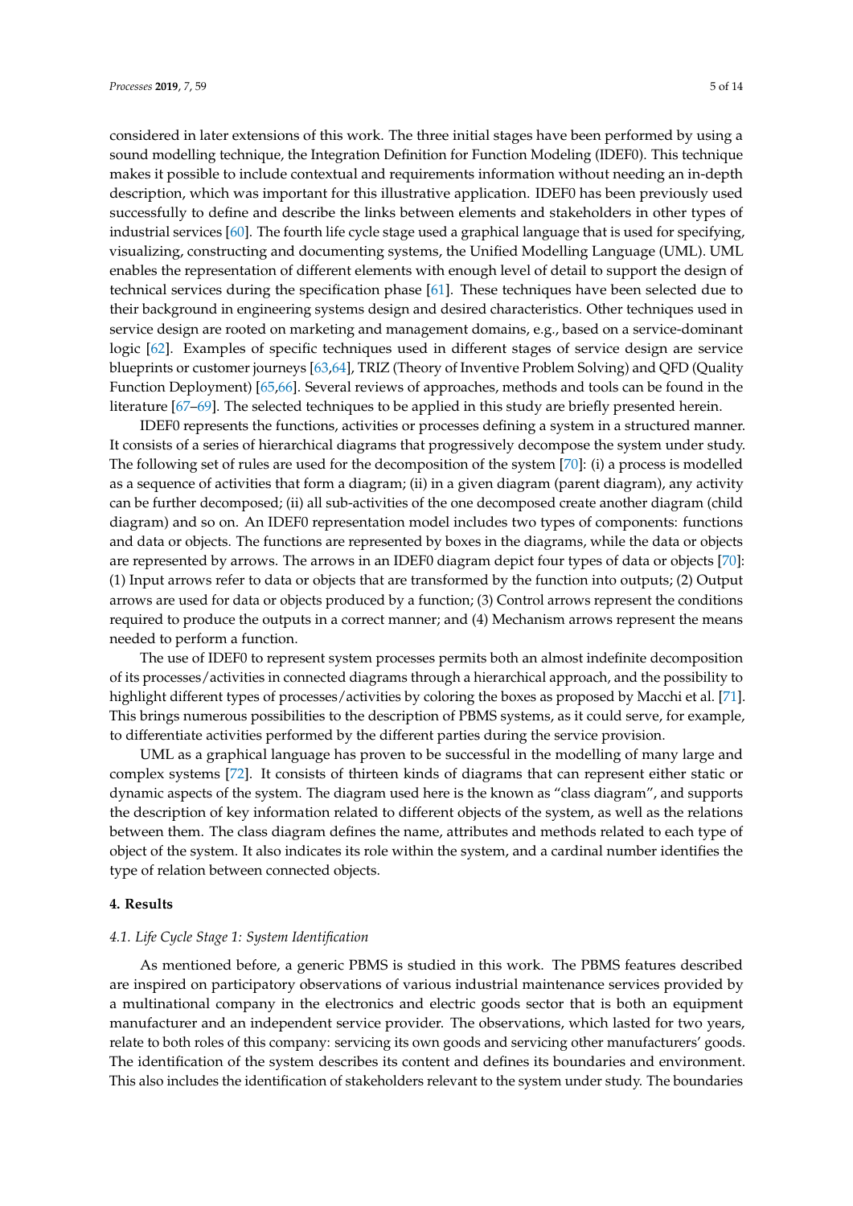considered in later extensions of this work. The three initial stages have been performed by using a sound modelling technique, the Integration Definition for Function Modeling (IDEF0). This technique makes it possible to include contextual and requirements information without needing an in-depth description, which was important for this illustrative application. IDEF0 has been previously used successfully to define and describe the links between elements and stakeholders in other types of industrial services [60]. The fourth life cycle stage used a graphical language that is used for specifying, visualizing, constructing and documenting systems, the Unified Modelling Language (UML). UML enables the representation of different elements with enough level of detail to support the design of technical services during the specification phase [61]. These techniques have been selected due to their background in engineering systems design and desired characteristics. Other techniques used in service design are rooted on marketing and management domains, e.g., based on a service-dominant logic [62]. Examples of specific techniques used in different stages of service design are service blueprints or customer journeys [63,64], TRIZ (Theory of Inventive Problem Solving) and QFD (Quality Function Deployment) [65,66]. Several reviews of approaches, methods and tools can be found in the literature [67–69]. The selected techniques to be applied in this study are briefly presented herein.

IDEF0 represents the functions, activities or processes defining a system in a structured manner. It consists of a series of hierarchical diagrams that progressively decompose the system under study. The following set of rules are used for the decomposition of the system [70]: (i) a process is modelled as a sequence of activities that form a diagram; (ii) in a given diagram (parent diagram), any activity can be further decomposed; (ii) all sub-activities of the one decomposed create another diagram (child diagram) and so on. An IDEF0 representation model includes two types of components: functions and data or objects. The functions are represented by boxes in the diagrams, while the data or objects are represented by arrows. The arrows in an IDEF0 diagram depict four types of data or objects [70]: (1) Input arrows refer to data or objects that are transformed by the function into outputs; (2) Output arrows are used for data or objects produced by a function; (3) Control arrows represent the conditions required to produce the outputs in a correct manner; and (4) Mechanism arrows represent the means needed to perform a function.

The use of IDEF0 to represent system processes permits both an almost indefinite decomposition of its processes/activities in connected diagrams through a hierarchical approach, and the possibility to highlight different types of processes/activities by coloring the boxes as proposed by Macchi et al. [71]. This brings numerous possibilities to the description of PBMS systems, as it could serve, for example, to differentiate activities performed by the different parties during the service provision.

UML as a graphical language has proven to be successful in the modelling of many large and complex systems [72]. It consists of thirteen kinds of diagrams that can represent either static or dynamic aspects of the system. The diagram used here is the known as "class diagram", and supports the description of key information related to different objects of the system, as well as the relations between them. The class diagram defines the name, attributes and methods related to each type of object of the system. It also indicates its role within the system, and a cardinal number identifies the type of relation between connected objects.

## 4. Results

### *4.1. Life Cycle Stage 1: System Identification*

As mentioned before, a generic PBMS is studied in this work. The PBMS features described are inspired on participatory observations of various industrial maintenance services provided by a multinational company in the electronics and electric goods sector that is both an equipment manufacturer and an independent service provider. The observations, which lasted for two years, relate to both roles of this company: servicing its own goods and servicing other manufacturers' goods. The identification of the system describes its content and defines its boundaries and environment. This also includes the identification of stakeholders relevant to the system under study. The boundaries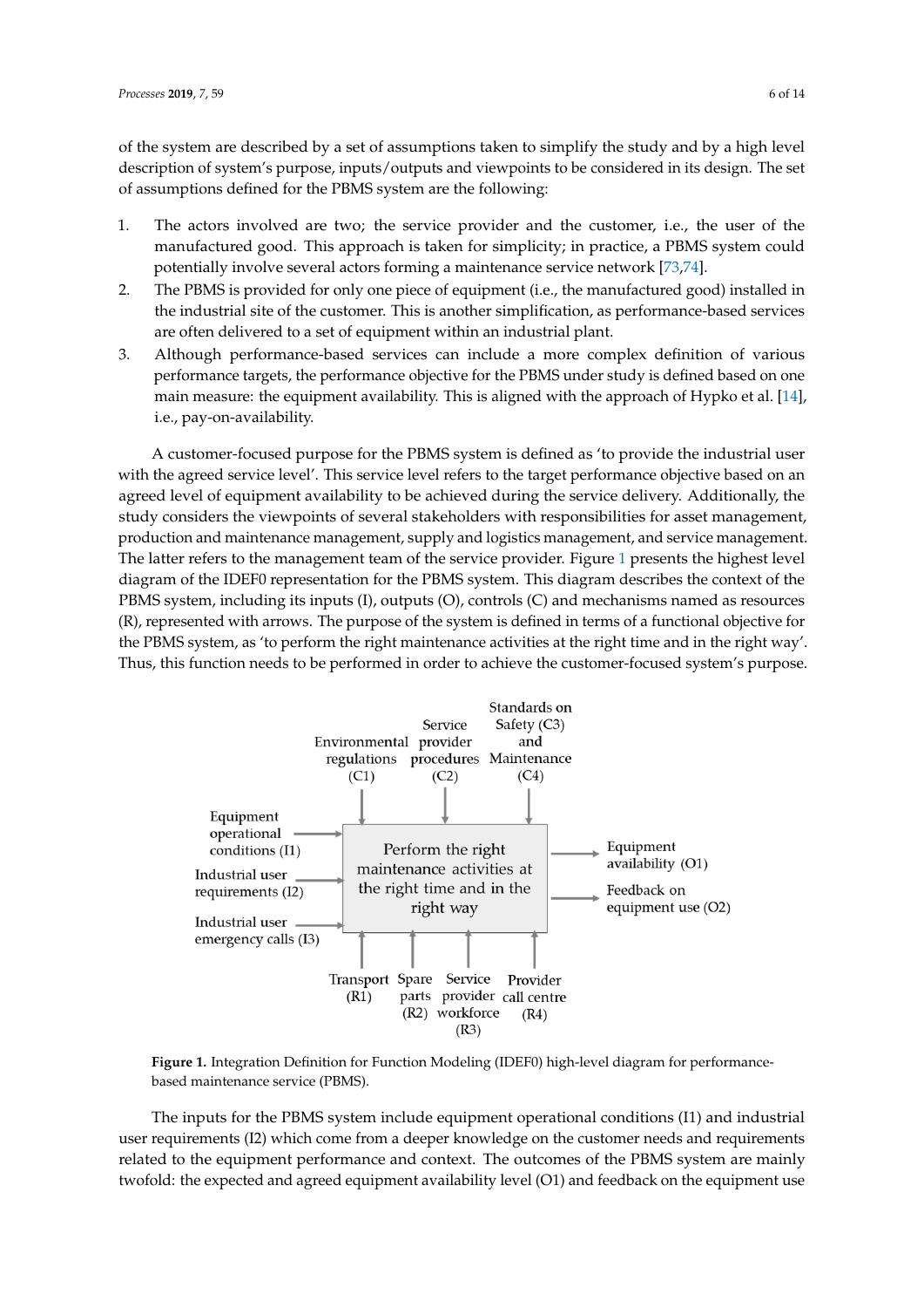of the system are described by a set of assumptions taken to simplify the study and by a high level description of system's purpose, inputs/outputs and viewpoints to be considered in its design. The set of assumptions defined for the PBMS system are the following:

1. The actors involved are two; the service provider and the customer, i.e., the user of the manufactured good. This approach is taken for simplicity; in practice, a PBMS system could potentially involve several actors forming a maintenance service network [73,74].
2. The PBMS is provided for only one piece of equipment (i.e., the manufactured good) installed in the industrial site of the customer. This is another simplification, as performance-based services are often delivered to a set of equipment within an industrial plant.
3. Although performance-based services can include a more complex definition of various performance targets, the performance objective for the PBMS under study is defined based on one main measure: the equipment availability. This is aligned with the approach of Hypko et al. [14], i.e., pay-on-availability.

A customer-focused purpose for the PBMS system is defined as 'to provide the industrial user with the agreed service level'. This service level refers to the target performance objective based on an agreed level of equipment availability to be achieved during the service delivery. Additionally, the study considers the viewpoints of several stakeholders with responsibilities for asset management, production and maintenance management, supply and logistics management, and service management. The latter refers to the management team of the service provider. Figure 1 presents the highest level diagram of the IDEF0 representation for the PBMS system. This diagram describes the context of the PBMS system, including its inputs (I), outputs (O), controls (C) and mechanisms named as resources (R), represented with arrows. The purpose of the system is defined in terms of a functional objective for the PBMS system, as 'to perform the right maintenance activities at the right time and in the right way'. Thus, this function needs to be performed in order to achieve the customer-focused system's purpose.

Environmental regulations (C1)
Service provider procedures (C2)
Standards on Safety (C3) and Maintenance (C4)
Equipment operational conditions (I1)
Industrial user requirements (I2)
Industrial user emergency calls (I3)
Perform the right maintenance activities at the right time and in the right way
Equipment availability (O1)
Feedback on equipment use (O2)
Transport (R1)
Spare parts (R2)
Service provider workforce (R3)
Provider call centre (R4)

**Figure 1.** Integration Definition for Function Modeling (IDEF0) high-level diagram for performance-based maintenance service (PBMS).

The inputs for the PBMS system include equipment operational conditions (I1) and industrial user requirements (I2) which come from a deeper knowledge on the customer needs and requirements related to the equipment performance and context. The outcomes of the PBMS system are mainly twofold: the expected and agreed equipment availability level (O1) and feedback on the equipment use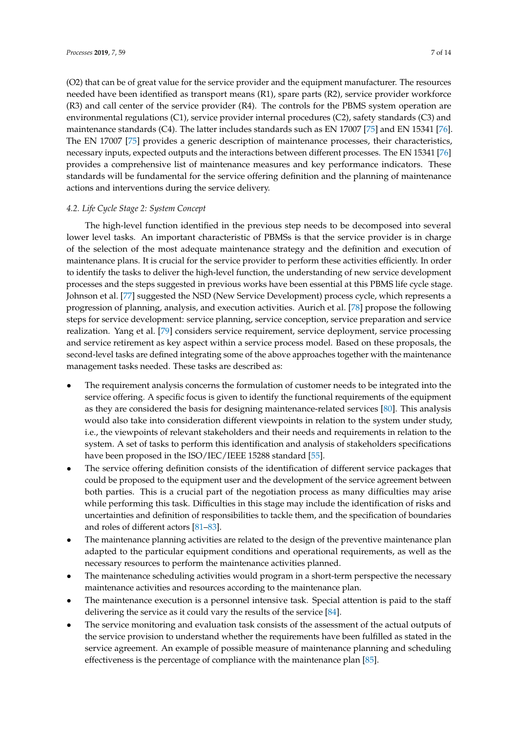(O2) that can be of great value for the service provider and the equipment manufacturer. The resources needed have been identified as transport means (R1), spare parts (R2), service provider workforce (R3) and call center of the service provider (R4). The controls for the PBMS system operation are environmental regulations (C1), service provider internal procedures (C2), safety standards (C3) and maintenance standards (C4). The latter includes standards such as EN 17007 [75] and EN 15341 [76]. The EN 17007 [75] provides a generic description of maintenance processes, their characteristics, necessary inputs, expected outputs and the interactions between different processes. The EN 15341 [76] provides a comprehensive list of maintenance measures and key performance indicators. These standards will be fundamental for the service offering definition and the planning of maintenance actions and interventions during the service delivery.

### *4.2. Life Cycle Stage 2: System Concept*

The high-level function identified in the previous step needs to be decomposed into several lower level tasks. An important characteristic of PBMSs is that the service provider is in charge of the selection of the most adequate maintenance strategy and the definition and execution of maintenance plans. It is crucial for the service provider to perform these activities efficiently. In order to identify the tasks to deliver the high-level function, the understanding of new service development processes and the steps suggested in previous works have been essential at this PBMS life cycle stage. Johnson et al. [77] suggested the NSD (New Service Development) process cycle, which represents a progression of planning, analysis, and execution activities. Aurich et al. [78] propose the following steps for service development: service planning, service conception, service preparation and service realization. Yang et al. [79] considers service requirement, service deployment, service processing and service retirement as key aspect within a service process model. Based on these proposals, the second-level tasks are defined integrating some of the above approaches together with the maintenance management tasks needed. These tasks are described as:

- The requirement analysis concerns the formulation of customer needs to be integrated into the service offering. A specific focus is given to identify the functional requirements of the equipment as they are considered the basis for designing maintenance-related services [80]. This analysis would also take into consideration different viewpoints in relation to the system under study, i.e., the viewpoints of relevant stakeholders and their needs and requirements in relation to the system. A set of tasks to perform this identification and analysis of stakeholders specifications have been proposed in the ISO/IEC/IEEE 15288 standard [55].
- The service offering definition consists of the identification of different service packages that could be proposed to the equipment user and the development of the service agreement between both parties. This is a crucial part of the negotiation process as many difficulties may arise while performing this task. Difficulties in this stage may include the identification of risks and uncertainties and definition of responsibilities to tackle them, and the specification of boundaries and roles of different actors [81–83].
- The maintenance planning activities are related to the design of the preventive maintenance plan adapted to the particular equipment conditions and operational requirements, as well as the necessary resources to perform the maintenance activities planned.
- The maintenance scheduling activities would program in a short-term perspective the necessary maintenance activities and resources according to the maintenance plan.
- The maintenance execution is a personnel intensive task. Special attention is paid to the staff delivering the service as it could vary the results of the service [84].
- The service monitoring and evaluation task consists of the assessment of the actual outputs of the service provision to understand whether the requirements have been fulfilled as stated in the service agreement. An example of possible measure of maintenance planning and scheduling effectiveness is the percentage of compliance with the maintenance plan [85].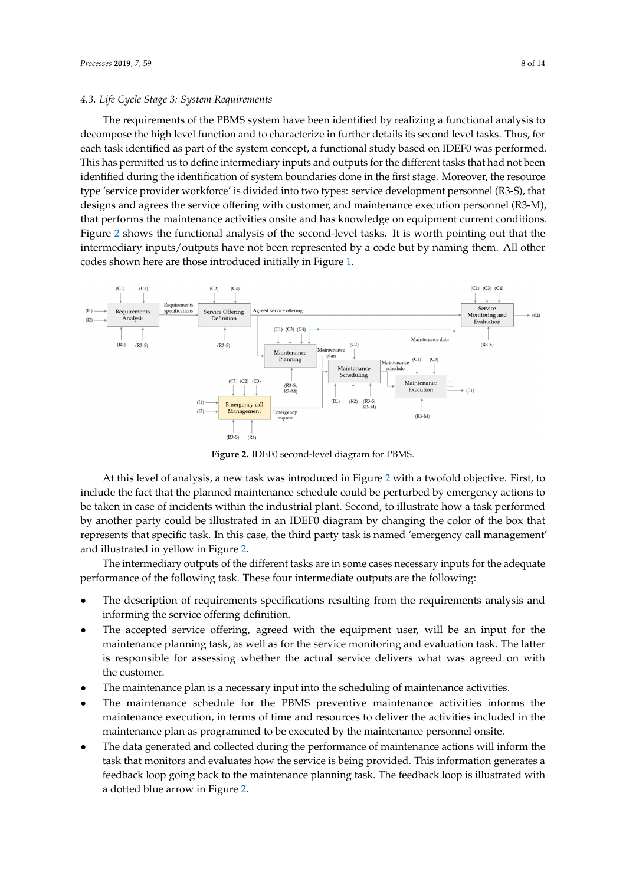### 4.3. Life Cycle Stage 3: System Requirements

The requirements of the PBMS system have been identified by realizing a functional analysis to decompose the high level function and to characterize in further details its second level tasks. Thus, for each task identified as part of the system concept, a functional study based on IDEF0 was performed. This has permitted us to define intermediary inputs and outputs for the different tasks that had not been identified during the identification of system boundaries done in the first stage. Moreover, the resource type 'service provider workforce' is divided into two types: service development personnel (R3-S), that designs and agrees the service offering with customer, and maintenance execution personnel (R3-M), that performs the maintenance activities onsite and has knowledge on equipment current conditions. Figure 2 shows the functional analysis of the second-level tasks. It is worth pointing out that the intermediary inputs/outputs have not been represented by a code but by naming them. All other codes shown here are those introduced initially in Figure 1.

(C1) (C3) (C2) (C4) (C1) (C3) (C4)
(I1) (I2) Requirements Analysis
Requirements specifications
Service Offering Definition
Agreed service offering
Service Monitoring and Evaluation
(O2)
(R1) (R3-S) (R3-S) (R3-S)
(C1) (C3) (C4)
Maintenance data
Maintenance Planning
Maintenance plan
(C2)
Maintenance Scheduling
Maintenance schedule
(C1) (C3)
Maintenance Execution
(O1)
(C1) (C2) (C3)
(R3-S; R3-M)
(I1) (I3) Emergency call Management
Emergency request
(R1) (R2) (R3-S; R3-M)
(R3-M)
(R3-S) (R4)

**Figure 2.** IDEF0 second-level diagram for PBMS.

At this level of analysis, a new task was introduced in Figure 2 with a twofold objective. First, to include the fact that the planned maintenance schedule could be perturbed by emergency actions to be taken in case of incidents within the industrial plant. Second, to illustrate how a task performed by another party could be illustrated in an IDEF0 diagram by changing the color of the box that represents that specific task. In this case, the third party task is named 'emergency call management' and illustrated in yellow in Figure 2.

The intermediary outputs of the different tasks are in some cases necessary inputs for the adequate performance of the following task. These four intermediate outputs are the following:

- The description of requirements specifications resulting from the requirements analysis and informing the service offering definition.
- The accepted service offering, agreed with the equipment user, will be an input for the maintenance planning task, as well as for the service monitoring and evaluation task. The latter is responsible for assessing whether the actual service delivers what was agreed on with the customer.
- The maintenance plan is a necessary input into the scheduling of maintenance activities.
- The maintenance schedule for the PBMS preventive maintenance activities informs the maintenance execution, in terms of time and resources to deliver the activities included in the maintenance plan as programmed to be executed by the maintenance personnel onsite.
- The data generated and collected during the performance of maintenance actions will inform the task that monitors and evaluates how the service is being provided. This information generates a feedback loop going back to the maintenance planning task. The feedback loop is illustrated with a dotted blue arrow in Figure 2.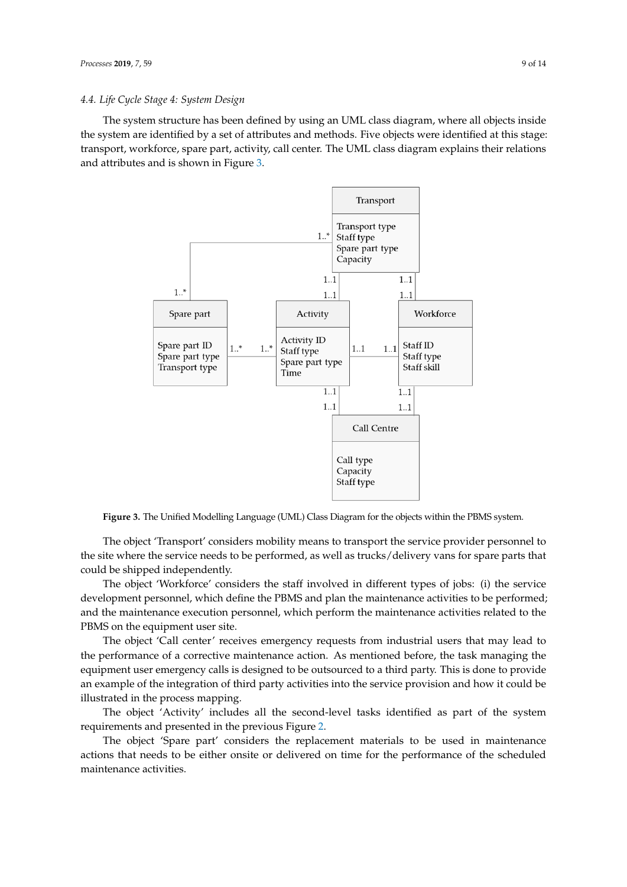### 4.4. Life Cycle Stage 4: System Design

The system structure has been defined by using an UML class diagram, where all objects inside the system are identified by a set of attributes and methods. Five objects were identified at this stage: transport, workforce, spare part, activity, call center. The UML class diagram explains their relations and attributes and is shown in Figure 3.

Transport
Transport type
Staff type
Spare part type
Capacity

Spare part
Spare part ID
Spare part type
Transport type

Activity
Activity ID
Staff type
Spare part type
Time

Workforce
Staff ID
Staff type
Staff skill

Call Centre
Call type
Capacity
Staff type

1..* 1..* 1..1 1..1 1..1 1..1 1..* 1..* 1..1 1..1 1..1 1..1 1..1 1..1

**Figure 3.** The Unified Modelling Language (UML) Class Diagram for the objects within the PBMS system.

The object 'Transport' considers mobility means to transport the service provider personnel to the site where the service needs to be performed, as well as trucks/delivery vans for spare parts that could be shipped independently.

The object 'Workforce' considers the staff involved in different types of jobs: (i) the service development personnel, which define the PBMS and plan the maintenance activities to be performed; and the maintenance execution personnel, which perform the maintenance activities related to the PBMS on the equipment user site.

The object 'Call center' receives emergency requests from industrial users that may lead to the performance of a corrective maintenance action. As mentioned before, the task managing the equipment user emergency calls is designed to be outsourced to a third party. This is done to provide an example of the integration of third party activities into the service provision and how it could be illustrated in the process mapping.

The object 'Activity' includes all the second-level tasks identified as part of the system requirements and presented in the previous Figure 2.

The object 'Spare part' considers the replacement materials to be used in maintenance actions that needs to be either onsite or delivered on time for the performance of the scheduled maintenance activities.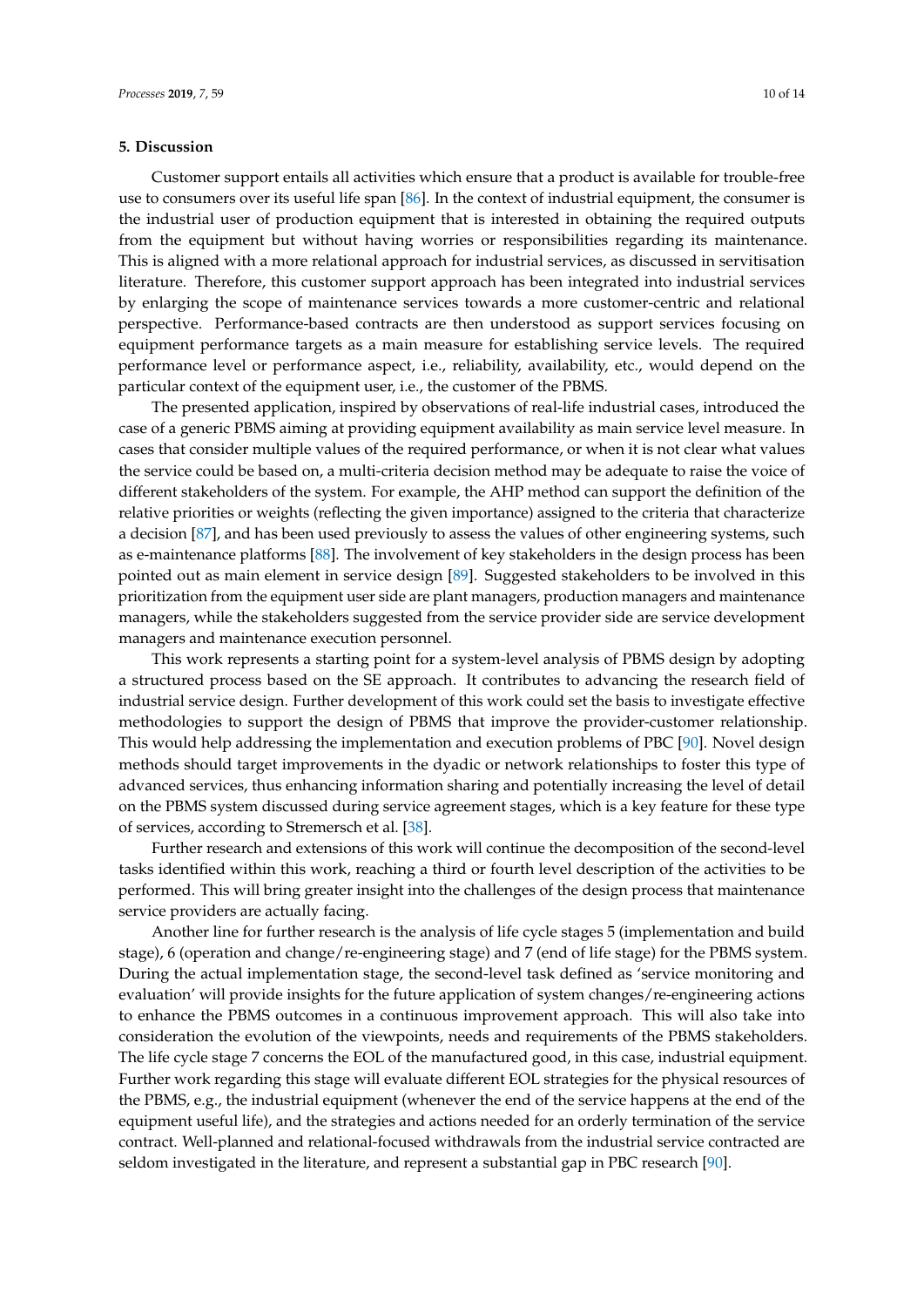## 5. Discussion

Customer support entails all activities which ensure that a product is available for trouble-free use to consumers over its useful life span [86]. In the context of industrial equipment, the consumer is the industrial user of production equipment that is interested in obtaining the required outputs from the equipment but without having worries or responsibilities regarding its maintenance. This is aligned with a more relational approach for industrial services, as discussed in servitisation literature. Therefore, this customer support approach has been integrated into industrial services by enlarging the scope of maintenance services towards a more customer-centric and relational perspective. Performance-based contracts are then understood as support services focusing on equipment performance targets as a main measure for establishing service levels. The required performance level or performance aspect, i.e., reliability, availability, etc., would depend on the particular context of the equipment user, i.e., the customer of the PBMS.

The presented application, inspired by observations of real-life industrial cases, introduced the case of a generic PBMS aiming at providing equipment availability as main service level measure. In cases that consider multiple values of the required performance, or when it is not clear what values the service could be based on, a multi-criteria decision method may be adequate to raise the voice of different stakeholders of the system. For example, the AHP method can support the definition of the relative priorities or weights (reflecting the given importance) assigned to the criteria that characterize a decision [87], and has been used previously to assess the values of other engineering systems, such as e-maintenance platforms [88]. The involvement of key stakeholders in the design process has been pointed out as main element in service design [89]. Suggested stakeholders to be involved in this prioritization from the equipment user side are plant managers, production managers and maintenance managers, while the stakeholders suggested from the service provider side are service development managers and maintenance execution personnel.

This work represents a starting point for a system-level analysis of PBMS design by adopting a structured process based on the SE approach. It contributes to advancing the research field of industrial service design. Further development of this work could set the basis to investigate effective methodologies to support the design of PBMS that improve the provider-customer relationship. This would help addressing the implementation and execution problems of PBC [90]. Novel design methods should target improvements in the dyadic or network relationships to foster this type of advanced services, thus enhancing information sharing and potentially increasing the level of detail on the PBMS system discussed during service agreement stages, which is a key feature for these type of services, according to Stremersch et al. [38].

Further research and extensions of this work will continue the decomposition of the second-level tasks identified within this work, reaching a third or fourth level description of the activities to be performed. This will bring greater insight into the challenges of the design process that maintenance service providers are actually facing.

Another line for further research is the analysis of life cycle stages 5 (implementation and build stage), 6 (operation and change/re-engineering stage) and 7 (end of life stage) for the PBMS system. During the actual implementation stage, the second-level task defined as 'service monitoring and evaluation' will provide insights for the future application of system changes/re-engineering actions to enhance the PBMS outcomes in a continuous improvement approach. This will also take into consideration the evolution of the viewpoints, needs and requirements of the PBMS stakeholders. The life cycle stage 7 concerns the EOL of the manufactured good, in this case, industrial equipment. Further work regarding this stage will evaluate different EOL strategies for the physical resources of the PBMS, e.g., the industrial equipment (whenever the end of the service happens at the end of the equipment useful life), and the strategies and actions needed for an orderly termination of the service contract. Well-planned and relational-focused withdrawals from the industrial service contracted are seldom investigated in the literature, and represent a substantial gap in PBC research [90].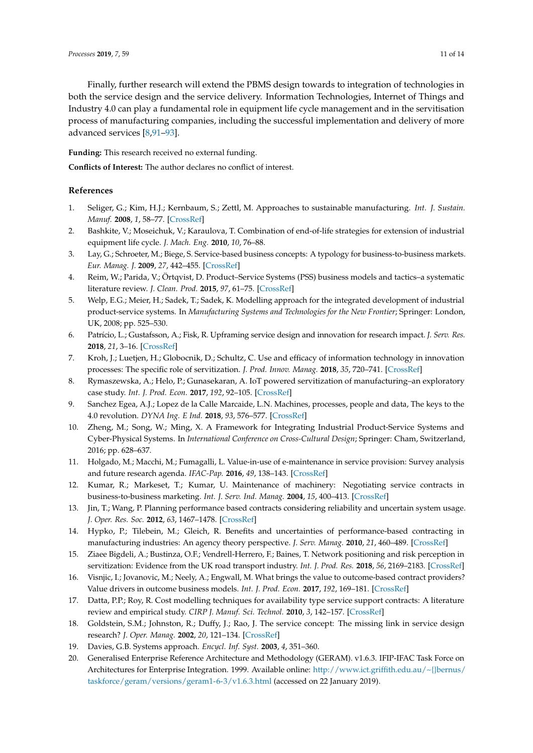Finally, further research will extend the PBMS design towards to integration of technologies in both the service design and the service delivery. Information Technologies, Internet of Things and Industry 4.0 can play a fundamental role in equipment life cycle management and in the servitisation process of manufacturing companies, including the successful implementation and delivery of more advanced services [8,91–93].

**Funding:** This research received no external funding.

**Conflicts of Interest:** The author declares no conflict of interest.

## References

1. Seliger, G.; Kim, H.J.; Kernbaum, S.; Zettl, M. Approaches to sustainable manufacturing. *Int. J. Sustain. Manuf.* **2008**, *1*, 58–77. [CrossRef]
2. Bashkite, V.; Moseichuk, V.; Karaulova, T. Combination of end-of-life strategies for extension of industrial equipment life cycle. *J. Mach. Eng.* **2010**, *10*, 76–88.
3. Lay, G.; Schroeter, M.; Biege, S. Service-based business concepts: A typology for business-to-business markets. *Eur. Manag. J.* **2009**, *27*, 442–455. [CrossRef]
4. Reim, W.; Parida, V.; Örtqvist, D. Product–Service Systems (PSS) business models and tactics–a systematic literature review. *J. Clean. Prod.* **2015**, *97*, 61–75. [CrossRef]
5. Welp, E.G.; Meier, H.; Sadek, T.; Sadek, K. Modelling approach for the integrated development of industrial product-service systems. In *Manufacturing Systems and Technologies for the New Frontier*; Springer: London, UK, 2008; pp. 525–530.
6. Patrício, L.; Gustafsson, A.; Fisk, R. Upframing service design and innovation for research impact. *J. Serv. Res.* **2018**, *21*, 3–16. [CrossRef]
7. Kroh, J.; Luetjen, H.; Globocnik, D.; Schultz, C. Use and efficacy of information technology in innovation processes: The specific role of servitization. *J. Prod. Innov. Manag.* **2018**, *35*, 720–741. [CrossRef]
8. Rymaszewska, A.; Helo, P.; Gunasekaran, A. IoT powered servitization of manufacturing–an exploratory case study. *Int. J. Prod. Econ.* **2017**, *192*, 92–105. [CrossRef]
9. Sanchez Egea, A.J.; Lopez de la Calle Marcaide, L.N. Machines, processes, people and data, The keys to the 4.0 revolution. *DYNA Ing. E Ind.* **2018**, *93*, 576–577. [CrossRef]
10. Zheng, M.; Song, W.; Ming, X. A Framework for Integrating Industrial Product-Service Systems and Cyber-Physical Systems. In *International Conference on Cross-Cultural Design*; Springer: Cham, Switzerland, 2016; pp. 628–637.
11. Holgado, M.; Macchi, M.; Fumagalli, L. Value-in-use of e-maintenance in service provision: Survey analysis and future research agenda. *IFAC-Pap.* **2016**, *49*, 138–143. [CrossRef]
12. Kumar, R.; Markeset, T.; Kumar, U. Maintenance of machinery: Negotiating service contracts in business-to-business marketing. *Int. J. Serv. Ind. Manag.* **2004**, *15*, 400–413. [CrossRef]
13. Jin, T.; Wang, P. Planning performance based contracts considering reliability and uncertain system usage. *J. Oper. Res. Soc.* **2012**, *63*, 1467–1478. [CrossRef]
14. Hypko, P.; Tilebein, M.; Gleich, R. Benefits and uncertainties of performance-based contracting in manufacturing industries: An agency theory perspective. *J. Serv. Manag.* **2010**, *21*, 460–489. [CrossRef]
15. Ziaee Bigdeli, A.; Bustinza, O.F.; Vendrell-Herrero, F.; Baines, T. Network positioning and risk perception in servitization: Evidence from the UK road transport industry. *Int. J. Prod. Res.* **2018**, *56*, 2169–2183. [CrossRef]
16. Visnjic, I.; Jovanovic, M.; Neely, A.; Engwall, M. What brings the value to outcome-based contract providers? Value drivers in outcome business models. *Int. J. Prod. Econ.* **2017**, *192*, 169–181. [CrossRef]
17. Datta, P.P.; Roy, R. Cost modelling techniques for availability type service support contracts: A literature review and empirical study. *CIRP J. Manuf. Sci. Technol.* **2010**, *3*, 142–157. [CrossRef]
18. Goldstein, S.M.; Johnston, R.; Duffy, J.; Rao, J. The service concept: The missing link in service design research? *J. Oper. Manag.* **2002**, *20*, 121–134. [CrossRef]
19. Davies, G.B. Systems approach. *Encycl. Inf. Syst.* **2003**, *4*, 351–360.
20. Generalised Enterprise Reference Architecture and Methodology (GERAM). v1.6.3. IFIP-IFAC Task Force on Architectures for Enterprise Integration. 1999. Available online: http://www.ict.griffith.edu.au/~{}bernus/taskforce/geram/versions/geram1-6-3/v1.6.3.html (accessed on 22 January 2019).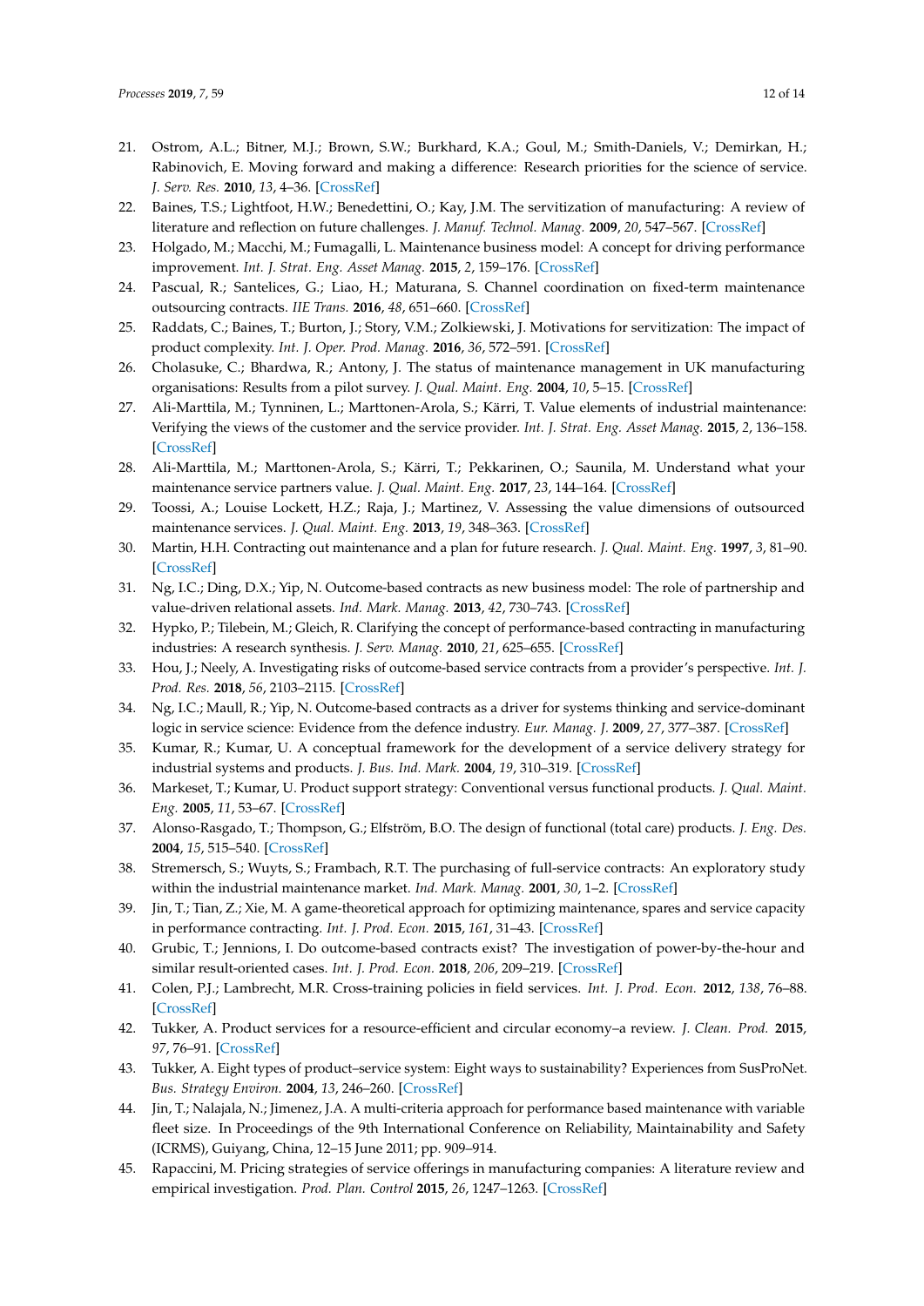21. Ostrom, A.L.; Bitner, M.J.; Brown, S.W.; Burkhard, K.A.; Goul, M.; Smith-Daniels, V.; Demirkan, H.; Rabinovich, E. Moving forward and making a difference: Research priorities for the science of service. *J. Serv. Res.* **2010**, *13*, 4–36. [CrossRef]
22. Baines, T.S.; Lightfoot, H.W.; Benedettini, O.; Kay, J.M. The servitization of manufacturing: A review of literature and reflection on future challenges. *J. Manuf. Technol. Manag.* **2009**, *20*, 547–567. [CrossRef]
23. Holgado, M.; Macchi, M.; Fumagalli, L. Maintenance business model: A concept for driving performance improvement. *Int. J. Strat. Eng. Asset Manag.* **2015**, *2*, 159–176. [CrossRef]
24. Pascual, R.; Santelices, G.; Liao, H.; Maturana, S. Channel coordination on fixed-term maintenance outsourcing contracts. *IIE Trans.* **2016**, *48*, 651–660. [CrossRef]
25. Raddats, C.; Baines, T.; Burton, J.; Story, V.M.; Zolkiewski, J. Motivations for servitization: The impact of product complexity. *Int. J. Oper. Prod. Manag.* **2016**, *36*, 572–591. [CrossRef]
26. Cholasuke, C.; Bhardwa, R.; Antony, J. The status of maintenance management in UK manufacturing organisations: Results from a pilot survey. *J. Qual. Maint. Eng.* **2004**, *10*, 5–15. [CrossRef]
27. Ali-Marttila, M.; Tynninen, L.; Marttonen-Arola, S.; Kärri, T. Value elements of industrial maintenance: Verifying the views of the customer and the service provider. *Int. J. Strat. Eng. Asset Manag.* **2015**, *2*, 136–158. [CrossRef]
28. Ali-Marttila, M.; Marttonen-Arola, S.; Kärri, T.; Pekkarinen, O.; Saunila, M. Understand what your maintenance service partners value. *J. Qual. Maint. Eng.* **2017**, *23*, 144–164. [CrossRef]
29. Toossi, A.; Louise Lockett, H.Z.; Raja, J.; Martinez, V. Assessing the value dimensions of outsourced maintenance services. *J. Qual. Maint. Eng.* **2013**, *19*, 348–363. [CrossRef]
30. Martin, H.H. Contracting out maintenance and a plan for future research. *J. Qual. Maint. Eng.* **1997**, *3*, 81–90. [CrossRef]
31. Ng, I.C.; Ding, D.X.; Yip, N. Outcome-based contracts as new business model: The role of partnership and value-driven relational assets. *Ind. Mark. Manag.* **2013**, *42*, 730–743. [CrossRef]
32. Hypko, P.; Tilebein, M.; Gleich, R. Clarifying the concept of performance-based contracting in manufacturing industries: A research synthesis. *J. Serv. Manag.* **2010**, *21*, 625–655. [CrossRef]
33. Hou, J.; Neely, A. Investigating risks of outcome-based service contracts from a provider's perspective. *Int. J. Prod. Res.* **2018**, *56*, 2103–2115. [CrossRef]
34. Ng, I.C.; Maull, R.; Yip, N. Outcome-based contracts as a driver for systems thinking and service-dominant logic in service science: Evidence from the defence industry. *Eur. Manag. J.* **2009**, *27*, 377–387. [CrossRef]
35. Kumar, R.; Kumar, U. A conceptual framework for the development of a service delivery strategy for industrial systems and products. *J. Bus. Ind. Mark.* **2004**, *19*, 310–319. [CrossRef]
36. Markeset, T.; Kumar, U. Product support strategy: Conventional versus functional products. *J. Qual. Maint. Eng.* **2005**, *11*, 53–67. [CrossRef]
37. Alonso-Rasgado, T.; Thompson, G.; Elfström, B.O. The design of functional (total care) products. *J. Eng. Des.* **2004**, *15*, 515–540. [CrossRef]
38. Stremersch, S.; Wuyts, S.; Frambach, R.T. The purchasing of full-service contracts: An exploratory study within the industrial maintenance market. *Ind. Mark. Manag.* **2001**, *30*, 1–2. [CrossRef]
39. Jin, T.; Tian, Z.; Xie, M. A game-theoretical approach for optimizing maintenance, spares and service capacity in performance contracting. *Int. J. Prod. Econ.* **2015**, *161*, 31–43. [CrossRef]
40. Grubic, T.; Jennions, I. Do outcome-based contracts exist? The investigation of power-by-the-hour and similar result-oriented cases. *Int. J. Prod. Econ.* **2018**, *206*, 209–219. [CrossRef]
41. Colen, P.J.; Lambrecht, M.R. Cross-training policies in field services. *Int. J. Prod. Econ.* **2012**, *138*, 76–88. [CrossRef]
42. Tukker, A. Product services for a resource-efficient and circular economy–a review. *J. Clean. Prod.* **2015**, *97*, 76–91. [CrossRef]
43. Tukker, A. Eight types of product–service system: Eight ways to sustainability? Experiences from SusProNet. *Bus. Strategy Environ.* **2004**, *13*, 246–260. [CrossRef]
44. Jin, T.; Nalajala, N.; Jimenez, J.A. A multi-criteria approach for performance based maintenance with variable fleet size. In Proceedings of the 9th International Conference on Reliability, Maintainability and Safety (ICRMS), Guiyang, China, 12–15 June 2011; pp. 909–914.
45. Rapaccini, M. Pricing strategies of service offerings in manufacturing companies: A literature review and empirical investigation. *Prod. Plan. Control* **2015**, *26*, 1247–1263. [CrossRef]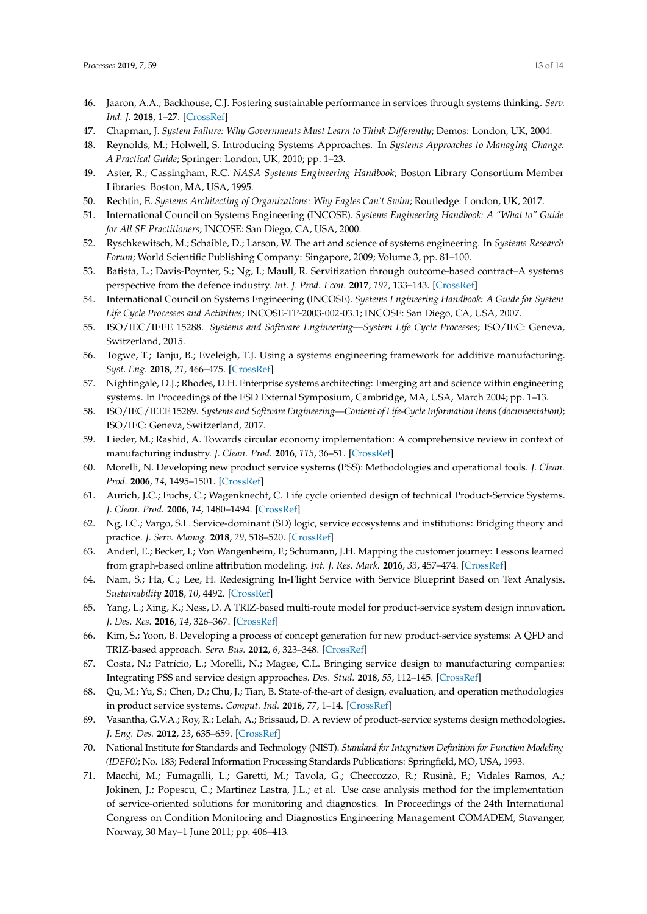46. Jaaron, A.A.; Backhouse, C.J. Fostering sustainable performance in services through systems thinking. *Serv. Ind. J.* **2018**, 1–27. [CrossRef]
47. Chapman, J. *System Failure: Why Governments Must Learn to Think Differently*; Demos: London, UK, 2004.
48. Reynolds, M.; Holwell, S. Introducing Systems Approaches. In *Systems Approaches to Managing Change: A Practical Guide*; Springer: London, UK, 2010; pp. 1–23.
49. Aster, R.; Cassingham, R.C. *NASA Systems Engineering Handbook*; Boston Library Consortium Member Libraries: Boston, MA, USA, 1995.
50. Rechtin, E. *Systems Architecting of Organizations: Why Eagles Can't Swim*; Routledge: London, UK, 2017.
51. International Council on Systems Engineering (INCOSE). *Systems Engineering Handbook: A "What to" Guide for All SE Practitioners*; INCOSE: San Diego, CA, USA, 2000.
52. Ryschkewitsch, M.; Schaible, D.; Larson, W. The art and science of systems engineering. In *Systems Research Forum*; World Scientific Publishing Company: Singapore, 2009; Volume 3, pp. 81–100.
53. Batista, L.; Davis-Poynter, S.; Ng, I.; Maull, R. Servitization through outcome-based contract–A systems perspective from the defence industry. *Int. J. Prod. Econ.* **2017**, *192*, 133–143. [CrossRef]
54. International Council on Systems Engineering (INCOSE). *Systems Engineering Handbook: A Guide for System Life Cycle Processes and Activities*; INCOSE-TP-2003-002-03.1; INCOSE: San Diego, CA, USA, 2007.
55. ISO/IEC/IEEE 15288. *Systems and Software Engineering—System Life Cycle Processes*; ISO/IEC: Geneva, Switzerland, 2015.
56. Togwe, T.; Tanju, B.; Eveleigh, T.J. Using a systems engineering framework for additive manufacturing. *Syst. Eng.* **2018**, *21*, 466–475. [CrossRef]
57. Nightingale, D.J.; Rhodes, D.H. Enterprise systems architecting: Emerging art and science within engineering systems. In Proceedings of the ESD External Symposium, Cambridge, MA, USA, March 2004; pp. 1–13.
58. ISO/IEC/IEEE 15289. *Systems and Software Engineering—Content of Life-Cycle Information Items (documentation)*; ISO/IEC: Geneva, Switzerland, 2017.
59. Lieder, M.; Rashid, A. Towards circular economy implementation: A comprehensive review in context of manufacturing industry. *J. Clean. Prod.* **2016**, *115*, 36–51. [CrossRef]
60. Morelli, N. Developing new product service systems (PSS): Methodologies and operational tools. *J. Clean. Prod.* **2006**, *14*, 1495–1501. [CrossRef]
61. Aurich, J.C.; Fuchs, C.; Wagenknecht, C. Life cycle oriented design of technical Product-Service Systems. *J. Clean. Prod.* **2006**, *14*, 1480–1494. [CrossRef]
62. Ng, I.C.; Vargo, S.L. Service-dominant (SD) logic, service ecosystems and institutions: Bridging theory and practice. *J. Serv. Manag.* **2018**, *29*, 518–520. [CrossRef]
63. Anderl, E.; Becker, I.; Von Wangenheim, F.; Schumann, J.H. Mapping the customer journey: Lessons learned from graph-based online attribution modeling. *Int. J. Res. Mark.* **2016**, *33*, 457–474. [CrossRef]
64. Nam, S.; Ha, C.; Lee, H. Redesigning In-Flight Service with Service Blueprint Based on Text Analysis. *Sustainability* **2018**, *10*, 4492. [CrossRef]
65. Yang, L.; Xing, K.; Ness, D. A TRIZ-based multi-route model for product-service system design innovation. *J. Des. Res.* **2016**, *14*, 326–367. [CrossRef]
66. Kim, S.; Yoon, B. Developing a process of concept generation for new product-service systems: A QFD and TRIZ-based approach. *Serv. Bus.* **2012**, *6*, 323–348. [CrossRef]
67. Costa, N.; Patrício, L.; Morelli, N.; Magee, C.L. Bringing service design to manufacturing companies: Integrating PSS and service design approaches. *Des. Stud.* **2018**, *55*, 112–145. [CrossRef]
68. Qu, M.; Yu, S.; Chen, D.; Chu, J.; Tian, B. State-of-the-art of design, evaluation, and operation methodologies in product service systems. *Comput. Ind.* **2016**, *77*, 1–14. [CrossRef]
69. Vasantha, G.V.A.; Roy, R.; Lelah, A.; Brissaud, D. A review of product–service systems design methodologies. *J. Eng. Des.* **2012**, *23*, 635–659. [CrossRef]
70. National Institute for Standards and Technology (NIST). *Standard for Integration Definition for Function Modeling (IDEF0)*; No. 183; Federal Information Processing Standards Publications: Springfield, MO, USA, 1993.
71. Macchi, M.; Fumagalli, L.; Garetti, M.; Tavola, G.; Checcozzo, R.; Rusinà, F.; Vidales Ramos, A.; Jokinen, J.; Popescu, C.; Martinez Lastra, J.L.; et al. Use case analysis method for the implementation of service-oriented solutions for monitoring and diagnostics. In Proceedings of the 24th International Congress on Condition Monitoring and Diagnostics Engineering Management COMADEM, Stavanger, Norway, 30 May–1 June 2011; pp. 406–413.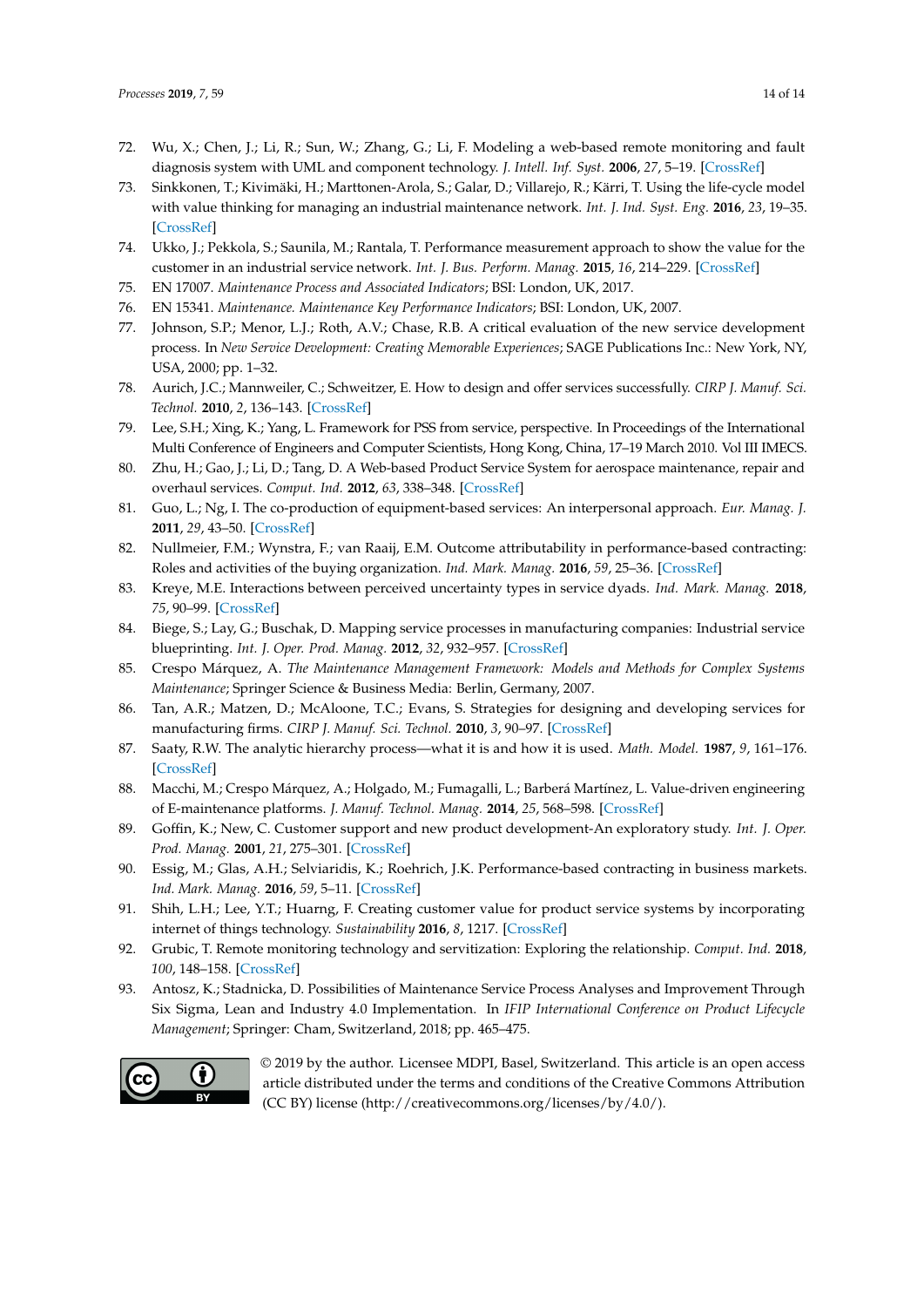72. Wu, X.; Chen, J.; Li, R.; Sun, W.; Zhang, G.; Li, F. Modeling a web-based remote monitoring and fault diagnosis system with UML and component technology. *J. Intell. Inf. Syst.* **2006**, *27*, 5–19. [CrossRef]
73. Sinkkonen, T.; Kivimäki, H.; Marttonen-Arola, S.; Galar, D.; Villarejo, R.; Kärri, T. Using the life-cycle model with value thinking for managing an industrial maintenance network. *Int. J. Ind. Syst. Eng.* **2016**, *23*, 19–35. [CrossRef]
74. Ukko, J.; Pekkola, S.; Saunila, M.; Rantala, T. Performance measurement approach to show the value for the customer in an industrial service network. *Int. J. Bus. Perform. Manag.* **2015**, *16*, 214–229. [CrossRef]
75. EN 17007. *Maintenance Process and Associated Indicators*; BSI: London, UK, 2017.
76. EN 15341. *Maintenance. Maintenance Key Performance Indicators*; BSI: London, UK, 2007.
77. Johnson, S.P.; Menor, L.J.; Roth, A.V.; Chase, R.B. A critical evaluation of the new service development process. In *New Service Development: Creating Memorable Experiences*; SAGE Publications Inc.: New York, NY, USA, 2000; pp. 1–32.
78. Aurich, J.C.; Mannweiler, C.; Schweitzer, E. How to design and offer services successfully. *CIRP J. Manuf. Sci. Technol.* **2010**, *2*, 136–143. [CrossRef]
79. Lee, S.H.; Xing, K.; Yang, L. Framework for PSS from service, perspective. In Proceedings of the International Multi Conference of Engineers and Computer Scientists, Hong Kong, China, 17–19 March 2010. Vol III IMECS.
80. Zhu, H.; Gao, J.; Li, D.; Tang, D. A Web-based Product Service System for aerospace maintenance, repair and overhaul services. *Comput. Ind.* **2012**, *63*, 338–348. [CrossRef]
81. Guo, L.; Ng, I. The co-production of equipment-based services: An interpersonal approach. *Eur. Manag. J.* **2011**, *29*, 43–50. [CrossRef]
82. Nullmeier, F.M.; Wynstra, F.; van Raaij, E.M. Outcome attributability in performance-based contracting: Roles and activities of the buying organization. *Ind. Mark. Manag.* **2016**, *59*, 25–36. [CrossRef]
83. Kreye, M.E. Interactions between perceived uncertainty types in service dyads. *Ind. Mark. Manag.* **2018**, *75*, 90–99. [CrossRef]
84. Biege, S.; Lay, G.; Buschak, D. Mapping service processes in manufacturing companies: Industrial service blueprinting. *Int. J. Oper. Prod. Manag.* **2012**, *32*, 932–957. [CrossRef]
85. Crespo Márquez, A. *The Maintenance Management Framework: Models and Methods for Complex Systems Maintenance*; Springer Science & Business Media: Berlin, Germany, 2007.
86. Tan, A.R.; Matzen, D.; McAloone, T.C.; Evans, S. Strategies for designing and developing services for manufacturing firms. *CIRP J. Manuf. Sci. Technol.* **2010**, *3*, 90–97. [CrossRef]
87. Saaty, R.W. The analytic hierarchy process—what it is and how it is used. *Math. Model.* **1987**, *9*, 161–176. [CrossRef]
88. Macchi, M.; Crespo Márquez, A.; Holgado, M.; Fumagalli, L.; Barberá Martínez, L. Value-driven engineering of E-maintenance platforms. *J. Manuf. Technol. Manag.* **2014**, *25*, 568–598. [CrossRef]
89. Goffin, K.; New, C. Customer support and new product development-An exploratory study. *Int. J. Oper. Prod. Manag.* **2001**, *21*, 275–301. [CrossRef]
90. Essig, M.; Glas, A.H.; Selviaridis, K.; Roehrich, J.K. Performance-based contracting in business markets. *Ind. Mark. Manag.* **2016**, *59*, 5–11. [CrossRef]
91. Shih, L.H.; Lee, Y.T.; Huarng, F. Creating customer value for product service systems by incorporating internet of things technology. *Sustainability* **2016**, *8*, 1217. [CrossRef]
92. Grubic, T. Remote monitoring technology and servitization: Exploring the relationship. *Comput. Ind.* **2018**, *100*, 148–158. [CrossRef]
93. Antosz, K.; Stadnicka, D. Possibilities of Maintenance Service Process Analyses and Improvement Through Six Sigma, Lean and Industry 4.0 Implementation. In *IFIP International Conference on Product Lifecycle Management*; Springer: Cham, Switzerland, 2018; pp. 465–475.

© 2019 by the author. Licensee MDPI, Basel, Switzerland. This article is an open access article distributed under the terms and conditions of the Creative Commons Attribution (CC BY) license (http://creativecommons.org/licenses/by/4.0/).